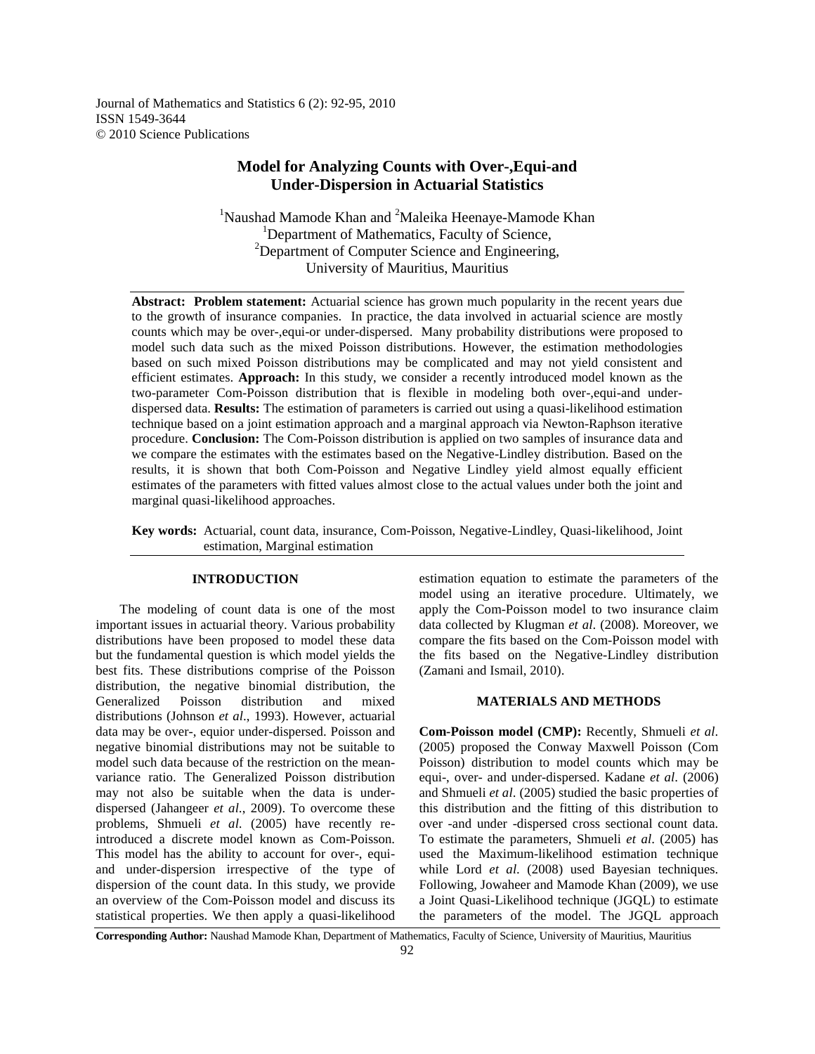# Model for Analyzing Counts with Over-,Equi-and Under-Dispersion in Actuarial Statistics

[1]Naushad Mamode Khan and [2]Maleika Heenaye-Mamode Khan
[1]Department of Mathematics, Faculty of Science,
[2]Department of Computer Science and Engineering,
University of Mauritius, Mauritius

**Abstract: Problem statement:** Actuarial science has grown much popularity in the recent years due to the growth of insurance companies. In practice, the data involved in actuarial science are mostly counts which may be over-,equi-or under-dispersed. Many probability distributions were proposed to model such data such as the mixed Poisson distributions. However, the estimation methodologies based on such mixed Poisson distributions may be complicated and may not yield consistent and efficient estimates. **Approach:** In this study, we consider a recently introduced model known as the two-parameter Com-Poisson distribution that is flexible in modeling both over-,equi-and under-dispersed data. **Results:** The estimation of parameters is carried out using a quasi-likelihood estimation technique based on a joint estimation approach and a marginal approach via Newton-Raphson iterative procedure. **Conclusion:** The Com-Poisson distribution is applied on two samples of insurance data and we compare the estimates with the estimates based on the Negative-Lindley distribution. Based on the results, it is shown that both Com-Poisson and Negative Lindley yield almost equally efficient estimates of the parameters with fitted values almost close to the actual values under both the joint and marginal quasi-likelihood approaches.

**Key words:** Actuarial, count data, insurance, Com-Poisson, Negative-Lindley, Quasi-likelihood, Joint estimation, Marginal estimation

## INTRODUCTION

The modeling of count data is one of the most important issues in actuarial theory. Various probability distributions have been proposed to model these data but the fundamental question is which model yields the best fits. These distributions comprise of the Poisson distribution, the negative binomial distribution, the Generalized Poisson distribution and mixed distributions (Johnson *et al*., 1993). However, actuarial data may be over-, equior under-dispersed. Poisson and negative binomial distributions may not be suitable to model such data because of the restriction on the mean-variance ratio. The Generalized Poisson distribution may not also be suitable when the data is under-dispersed (Jahangeer *et al.*, 2009). To overcome these problems, Shmueli *et al.* (2005) have recently re-introduced a discrete model known as Com-Poisson. This model has the ability to account for over-, equi- and under-dispersion irrespective of the type of dispersion of the count data. In this study, we provide an overview of the Com-Poisson model and discuss its statistical properties. We then apply a quasi-likelihood estimation equation to estimate the parameters of the model using an iterative procedure. Ultimately, we apply the Com-Poisson model to two insurance claim data collected by Klugman *et al*. (2008). Moreover, we compare the fits based on the Com-Poisson model with the fits based on the Negative-Lindley distribution (Zamani and Ismail, 2010).

## MATERIALS AND METHODS

**Com-Poisson model (CMP):** Recently, Shmueli *et al*. (2005) proposed the Conway Maxwell Poisson (Com Poisson) distribution to model counts which may be equi-, over- and under-dispersed. Kadane *et al*. (2006) and Shmueli *et al*. (2005) studied the basic properties of this distribution and the fitting of this distribution to over -and under -dispersed cross sectional count data. To estimate the parameters, Shmueli *et al*. (2005) has used the Maximum-likelihood estimation technique while Lord *et al*. (2008) used Bayesian techniques. Following, Jowaheer and Mamode Khan (2009), we use a Joint Quasi-Likelihood technique (JGQL) to estimate the parameters of the model. The JGQL approach

**Corresponding Author:** Naushad Mamode Khan, Department of Mathematics, Faculty of Science, University of Mauritius, Mauritius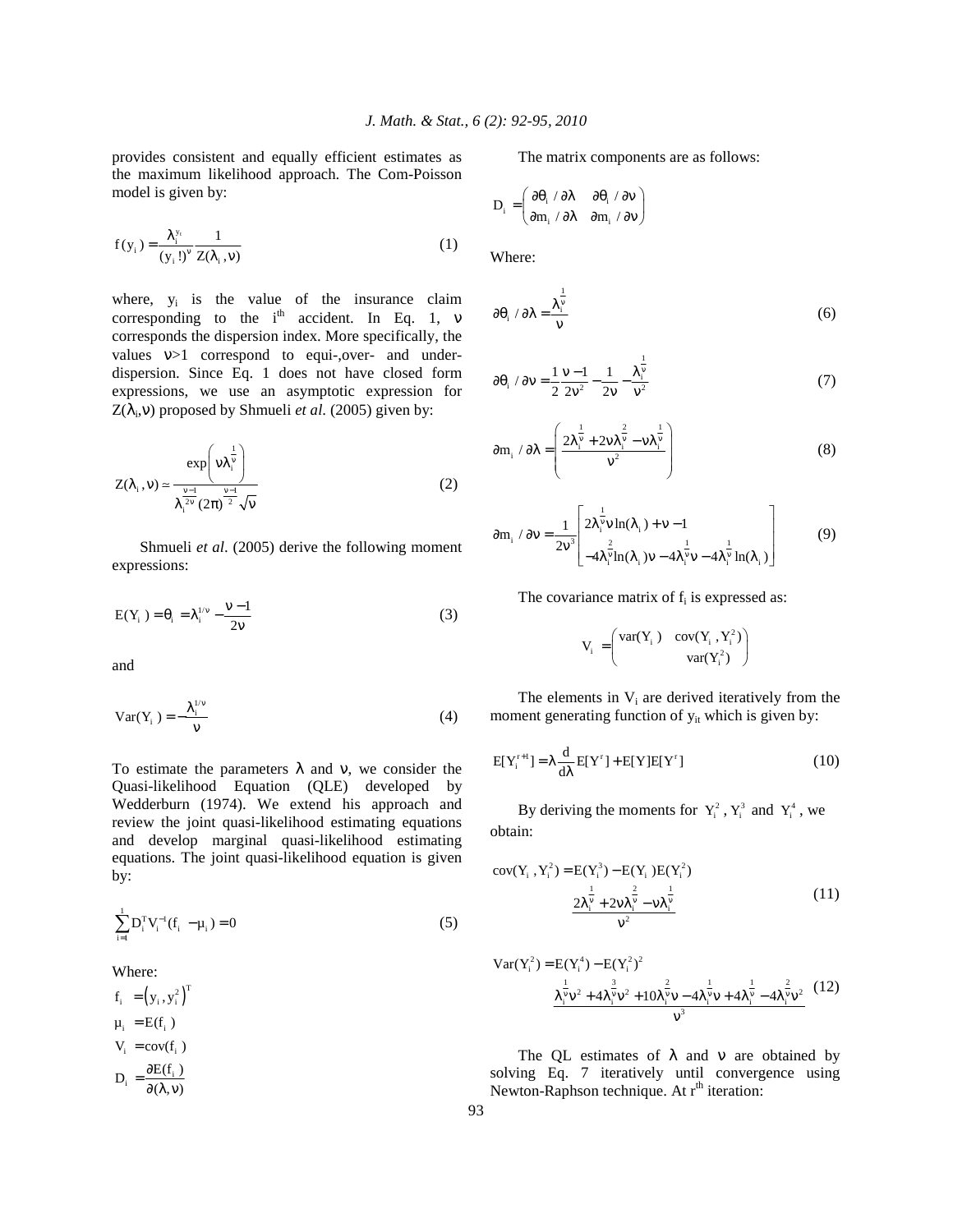provides consistent and equally efficient estimates as the maximum likelihood approach. The Com-Poisson model is given by:

$$f(y_i) = \frac{\lambda_i^{y_i}}{(y_i!)^{\nu}} \frac{1}{Z(\lambda_i, \nu)} \tag{1}$$

where, $y_i$ is the value of the insurance claim corresponding to the i[th] accident. In Eq. 1, $\nu$ corresponds the dispersion index. More specifically, the values $\nu$>1 correspond to equi-,over- and under-dispersion. Since Eq. 1 does not have closed form expressions, we use an asymptotic expression for $Z(\lambda_i,\nu)$ proposed by Shmueli *et al*. (2005) given by:

$$Z(\lambda_i, \nu) \simeq \frac{\exp\left(\nu\lambda_i^{\frac{1}{\nu}}\right)}{\lambda_i^{\frac{\nu-1}{2\nu}}(2\pi)^{\frac{\nu-1}{2}}\sqrt{\nu}} \tag{2}$$

Shmueli *et al*. (2005) derive the following moment expressions:

$$E(Y_i) = \theta_i = \lambda_i^{1/\nu} - \frac{\nu - 1}{2\nu} \tag{3}$$

and

$$\text{Var}(Y_i) = -\frac{\lambda_i^{1/\nu}}{\nu} \tag{4}$$

To estimate the parameters $\lambda$ and $\nu$, we consider the Quasi-likelihood Equation (QLE) developed by Wedderburn (1974). We extend his approach and review the joint quasi-likelihood estimating equations and develop marginal quasi-likelihood estimating equations. The joint quasi-likelihood equation is given by:

$$\sum_{i=1}^{1} D_i^T V_i^{-1}(f_i - \mu_i) = 0 \tag{5}$$

Where:

$f_i = \left(y_i, y_i^2\right)^T$

$\mu_i = E(f_i)$

$V_i = \text{cov}(f_i)$

$D_i = \dfrac{\partial E(f_i)}{\partial(\lambda, \nu)}$

The matrix components are as follows:

$$D_i = \begin{pmatrix} \partial\theta_i / \partial\lambda & \partial\theta_i / \partial\nu \\ \partial m_i / \partial\lambda & \partial m_i / \partial\nu \end{pmatrix}$$

Where:

$$\partial\theta_i / \partial\lambda = \frac{\lambda_i^{\frac{1}{\nu}}}{\nu} \tag{6}$$

$$\partial\theta_i / \partial\nu = \frac{1}{2}\frac{\nu - 1}{2\nu^2} - \frac{1}{2\nu} - \frac{\lambda_i^{\frac{1}{\nu}}}{\nu^2} \tag{7}$$

$$\partial m_i / \partial\lambda = \left(\frac{2\lambda_i^{\frac{1}{\nu}} + 2\nu\lambda_i^{\frac{2}{\nu}} - \nu\lambda_i^{\frac{1}{\nu}}}{\nu^2}\right) \tag{8}$$

$$\partial m_i / \partial\nu = \frac{1}{2\nu^3}\begin{bmatrix} 2\lambda_i^{\frac{1}{\nu}}\nu\ln(\lambda_i) + \nu - 1 \\ -4\lambda_i^{\frac{2}{\nu}}\ln(\lambda_i)\nu - 4\lambda_i^{\frac{1}{\nu}}\nu - 4\lambda_i^{\frac{1}{\nu}}\ln(\lambda_i) \end{bmatrix} \tag{9}$$

The covariance matrix of $f_i$ is expressed as:

$$V_i = \begin{pmatrix} \text{var}(Y_i) & \text{cov}(Y_i, Y_i^2) \\ & \text{var}(Y_i^2) \end{pmatrix}$$

The elements in $V_i$ are derived iteratively from the moment generating function of $y_{it}$ which is given by:

$$E[Y_i^{r+1}] = \lambda\frac{d}{d\lambda}E[Y^r] + E[Y]E[Y^r] \tag{10}$$

By deriving the moments for $Y_i^2$, $Y_i^3$ and $Y_i^4$, we obtain:

$$\text{cov}(Y_i, Y_i^2) = E(Y_i^3) - E(Y_i)E(Y_i^2)$$
$$\frac{2\lambda_i^{\frac{1}{\nu}} + 2\nu\lambda_i^{\frac{2}{\nu}} - \nu\lambda_i^{\frac{1}{\nu}}}{\nu^2} \tag{11}$$

$$\text{Var}(Y_i^2) = E(Y_i^4) - E(Y_i^2)^2$$
$$\frac{\lambda_i^{\frac{1}{\nu}}\nu^2 + 4\lambda_i^{\frac{3}{\nu}}\nu^2 + 10\lambda_i^{\frac{2}{\nu}}\nu - 4\lambda_i^{\frac{1}{\nu}}\nu + 4\lambda_i^{\frac{1}{\nu}} - 4\lambda_i^{\frac{2}{\nu}}\nu^2}{\nu^3} \tag{12}$$

The QL estimates of $\lambda$ and $\nu$ are obtained by solving Eq. 7 iteratively until convergence using Newton-Raphson technique. At r[th] iteration: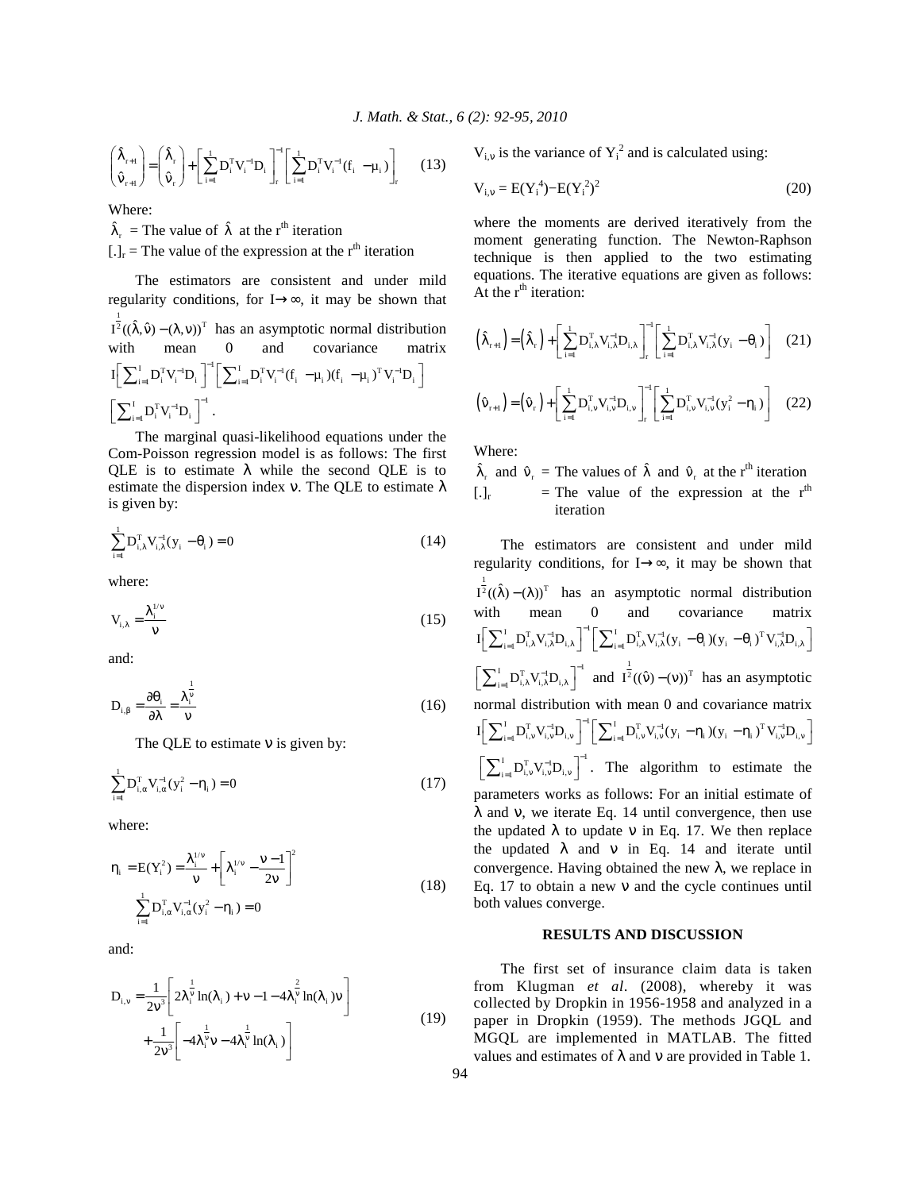$$\begin{pmatrix} \hat{\lambda}_{r+1} \\ \hat{\nu}_{r+1} \end{pmatrix} = \begin{pmatrix} \hat{\lambda}_{r} \\ \hat{\nu}_{r} \end{pmatrix} + \left[\sum_{i=1}^{1} D_i^T V_i^{-1} D_i\right]_r^{-1} \left[\sum_{i=1}^{1} D_i^T V_i^{-1} (f_i - \mu_i)\right]_r \quad (13)$$

Where:

$\hat{\lambda}_r$ = The value of $\hat{\lambda}$ at the r[th] iteration

$[.]_r$ = The value of the expression at the r[th] iteration

The estimators are consistent and under mild regularity conditions, for $I \rightarrow \infty$, it may be shown that $I^{\frac{1}{2}}((\hat{\lambda}, \hat{\nu}) - (\lambda, \nu))^T$ has an asymptotic normal distribution with mean 0 and covariance matrix $I\left[\sum_{i=1}^{I} D_i^T V_i^{-1} D_i\right]^{-1}\left[\sum_{i=1}^{I} D_i^T V_i^{-1}(f_i - \mu_i)(f_i - \mu_i)^T V_i^{-1} D_i\right]\left[\sum_{i=1}^{I} D_i^T V_i^{-1} D_i\right]^{-1}$.

The marginal quasi-likelihood equations under the Com-Poisson regression model is as follows: The first QLE is to estimate $\lambda$ while the second QLE is to estimate the dispersion index $\nu$. The QLE to estimate $\lambda$ is given by:

$$\sum_{i=1}^{1} D_{i,\lambda}^T V_{i,\lambda}^{-1}(y_i - \theta_i) = 0 \quad (14)$$

where:

$$V_{i,\lambda} = \frac{\lambda_i^{1/\nu}}{\nu} \quad (15)$$

and:

$$D_{i,\beta} = \frac{\partial \theta_i}{\partial \lambda} = \frac{\lambda^{\frac{1}{\nu}}}{\nu} \quad (16)$$

The QLE to estimate $\nu$ is given by:

$$\sum_{i=1}^{1} D_{i,\alpha}^T V_{i,\alpha}^{-1}(y_i^2 - \eta_i) = 0 \quad (17)$$

where:

$$\eta_i = E(Y_i^2) = \frac{\lambda_i^{1/\nu}}{\nu} + \left[\lambda_i^{1/\nu} - \frac{\nu - 1}{2\nu}\right]^2$$
$$\sum_{i=1}^{1} D_{i,\alpha}^T V_{i,\alpha}^{-1}(y_i^2 - \eta_i) = 0 \quad (18)$$

and:

$$D_{i,\nu} = \frac{1}{2\nu^3}\left[2\lambda_i^{\frac{1}{\nu}} \ln(\lambda_i) + \nu - 1 - 4\lambda_i^{\frac{2}{\nu}} \ln(\lambda_i)\nu\right] + \frac{1}{2\nu^3}\left[-4\lambda_i^{\frac{1}{\nu}}\nu - 4\lambda_i^{\frac{1}{\nu}} \ln(\lambda_i)\right] \quad (19)$$

$V_{i,\nu}$ is the variance of $Y_i^2$ and is calculated using:

$$V_{i,\nu} = E(Y_i^4) - E(Y_i^2)^2 \quad (20)$$

where the moments are derived iteratively from the moment generating function. The Newton-Raphson technique is then applied to the two estimating equations. The iterative equations are given as follows: At the r[th] iteration:

$$\left(\hat{\lambda}_{r+1}\right) = \left(\hat{\lambda}_r\right) + \left[\sum_{i=1}^{1} D_{i,\lambda}^T V_{i,\lambda}^{-1} D_{i,\lambda}\right]_r^{-1}\left[\sum_{i=1}^{1} D_{i,\lambda}^T V_{i,\lambda}^{-1}(y_i - \theta_i)\right] \quad (21)$$

$$\left(\hat{\nu}_{r+1}\right) = \left(\hat{\nu}_r\right) + \left[\sum_{i=1}^{1} D_{i,\nu}^T V_{i,\nu}^{-1} D_{i,\nu}\right]_r^{-1}\left[\sum_{i=1}^{1} D_{i,\nu}^T V_{i,\nu}^{-1}(y_i^2 - \eta_i)\right] \quad (22)$$

Where:

$\hat{\lambda}_r$ and $\hat{\nu}_r$ = The values of $\hat{\lambda}$ and $\hat{\nu}_r$ at the r[th] iteration

$[.]_r$ = The value of the expression at the r[th] iteration

The estimators are consistent and under mild regularity conditions, for $I \rightarrow \infty$, it may be shown that $I^{\frac{1}{2}}((\hat{\lambda}) - (\lambda))^T$ has an asymptotic normal distribution with mean 0 and covariance matrix $I\left[\sum_{i=1}^{I} D_{i,\lambda}^T V_{i,\lambda}^{-1} D_{i,\lambda}\right]^{-1}\left[\sum_{i=1}^{I} D_{i,\lambda}^T V_{i,\lambda}^{-1}(y_i - \theta_i)(y_i - \theta_i)^T V_{i,\lambda}^{-1} D_{i,\lambda}\right]\left[\sum_{i=1}^{I} D_{i,\lambda}^T V_{i,\lambda}^{-1} D_{i,\lambda}\right]^{-1}$ and $I^{\frac{1}{2}}((\hat{\nu}) - (\nu))^T$ has an asymptotic normal distribution with mean 0 and covariance matrix $I\left[\sum_{i=1}^{I} D_{i,\nu}^T V_{i,\nu}^{-1} D_{i,\nu}\right]^{-1}\left[\sum_{i=1}^{I} D_{i,\nu}^T V_{i,\nu}^{-1}(y_i - \eta_i)(y_i - \eta_i)^T V_{i,\nu}^{-1} D_{i,\nu}\right]\left[\sum_{i=1}^{I} D_{i,\nu}^T V_{i,\nu}^{-1} D_{i,\nu}\right]^{-1}$. The algorithm to estimate the parameters works as follows: For an initial estimate of $\lambda$ and $\nu$, we iterate Eq. 14 until convergence, then use the updated $\lambda$ to update $\nu$ in Eq. 17. We then replace the updated $\lambda$ and $\nu$ in Eq. 14 and iterate until convergence. Having obtained the new $\lambda$, we replace in Eq. 17 to obtain a new $\nu$ and the cycle continues until both values converge.

## RESULTS AND DISCUSSION

The first set of insurance claim data is taken from Klugman *et al*. (2008), whereby it was collected by Dropkin in 1956-1958 and analyzed in a paper in Dropkin (1959). The methods JGQL and MGQL are implemented in MATLAB. The fitted values and estimates of $\lambda$ and $\nu$ are provided in Table 1.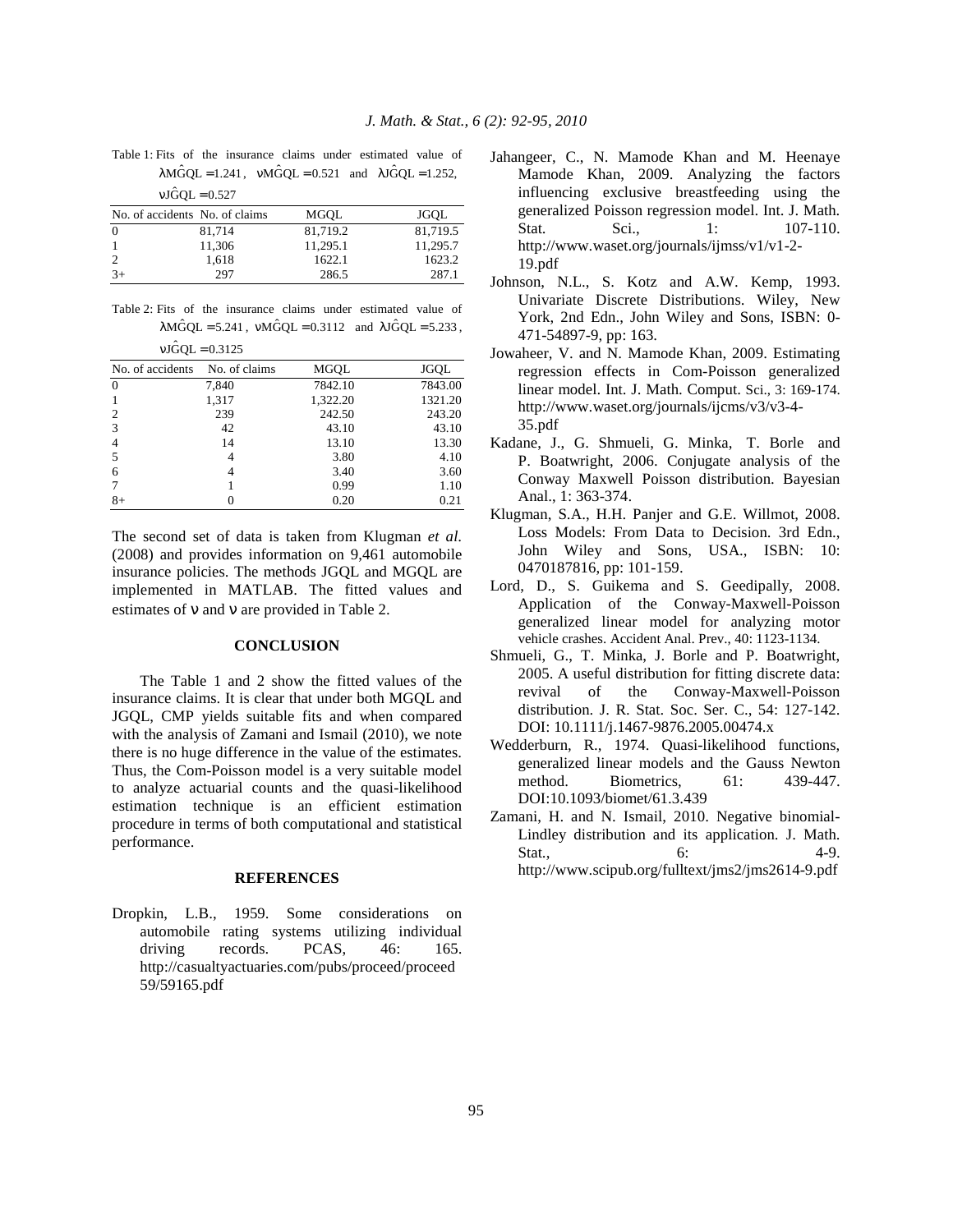Table 1: Fits of the insurance claims under estimated value of $\hat{\lambda}_{MGQL} = 1.241$, $\hat{\nu}_{MGQL} = 0.521$ and $\hat{\lambda}_{JGQL} = 1.252$, $\hat{\nu}_{JGQL} = 0.527$

| No. of accidents | No. of claims | MGQL | JGQL |
|---|---|---|---|
| 0 | 81,714 | 81,719.2 | 81,719.5 |
| 1 | 11,306 | 11,295.1 | 11,295.7 |
| 2 | 1,618 | 1622.1 | 1623.2 |
| 3+ | 297 | 286.5 | 287.1 |

Table 2: Fits of the insurance claims under estimated value of $\hat{\lambda}_{MGQL} = 5.241$, $\hat{\nu}_{MGQL} = 0.3112$ and $\hat{\lambda}_{JGQL} = 5.233$, $\hat{\nu}_{JGQL} = 0.3125$

| No. of accidents | No. of claims | MGQL | JGQL |
|---|---|---|---|
| 0 | 7,840 | 7842.10 | 7843.00 |
| 1 | 1,317 | 1,322.20 | 1321.20 |
| 2 | 239 | 242.50 | 243.20 |
| 3 | 42 | 43.10 | 43.10 |
| 4 | 14 | 13.10 | 13.30 |
| 5 | 4 | 3.80 | 4.10 |
| 6 | 4 | 3.40 | 3.60 |
| 7 | 1 | 0.99 | 1.10 |
| 8+ | 0 | 0.20 | 0.21 |

The second set of data is taken from Klugman *et al*. (2008) and provides information on 9,461 automobile insurance policies. The methods JGQL and MGQL are implemented in MATLAB. The fitted values and estimates of $\nu$ and $\nu$ are provided in Table 2.

## CONCLUSION

The Table 1 and 2 show the fitted values of the insurance claims. It is clear that under both MGQL and JGQL, CMP yields suitable fits and when compared with the analysis of Zamani and Ismail (2010), we note there is no huge difference in the value of the estimates. Thus, the Com-Poisson model is a very suitable model to analyze actuarial counts and the quasi-likelihood estimation technique is an efficient estimation procedure in terms of both computational and statistical performance.

## REFERENCES

Dropkin, L.B., 1959. Some considerations on automobile rating systems utilizing individual driving records. PCAS, 46: 165. http://casualtyactuaries.com/pubs/proceed/proceed59/59165.pdf

Jahangeer, C., N. Mamode Khan and M. Heenaye Mamode Khan, 2009. Analyzing the factors influencing exclusive breastfeeding using the generalized Poisson regression model. Int. J. Math. Stat. Sci., 1: 107-110. http://www.waset.org/journals/ijmss/v1/v1-2-19.pdf

Johnson, N.L., S. Kotz and A.W. Kemp, 1993. Univariate Discrete Distributions. Wiley, New York, 2nd Edn., John Wiley and Sons, ISBN: 0-471-54897-9, pp: 163.

Jowaheer, V. and N. Mamode Khan, 2009. Estimating regression effects in Com-Poisson generalized linear model. Int. J. Math. Comput. Sci., 3: 169-174. http://www.waset.org/journals/ijcms/v3/v3-4-35.pdf

Kadane, J., G. Shmueli, G. Minka, T. Borle and P. Boatwright, 2006. Conjugate analysis of the Conway Maxwell Poisson distribution. Bayesian Anal., 1: 363-374.

Klugman, S.A., H.H. Panjer and G.E. Willmot, 2008. Loss Models: From Data to Decision. 3rd Edn., John Wiley and Sons, USA., ISBN: 10: 0470187816, pp: 101-159.

Lord, D., S. Guikema and S. Geedipally, 2008. Application of the Conway-Maxwell-Poisson generalized linear model for analyzing motor vehicle crashes. Accident Anal. Prev., 40: 1123-1134.

Shmueli, G., T. Minka, J. Borle and P. Boatwright, 2005. A useful distribution for fitting discrete data: revival of the Conway-Maxwell-Poisson distribution. J. R. Stat. Soc. Ser. C., 54: 127-142. DOI: 10.1111/j.1467-9876.2005.00474.x

Wedderburn, R., 1974. Quasi-likelihood functions, generalized linear models and the Gauss Newton method. Biometrics, 61: 439-447. DOI:10.1093/biomet/61.3.439

Zamani, H. and N. Ismail, 2010. Negative binomial-Lindley distribution and its application. J. Math. Stat., 6: 4-9. http://www.scipub.org/fulltext/jms2/jms2614-9.pdf